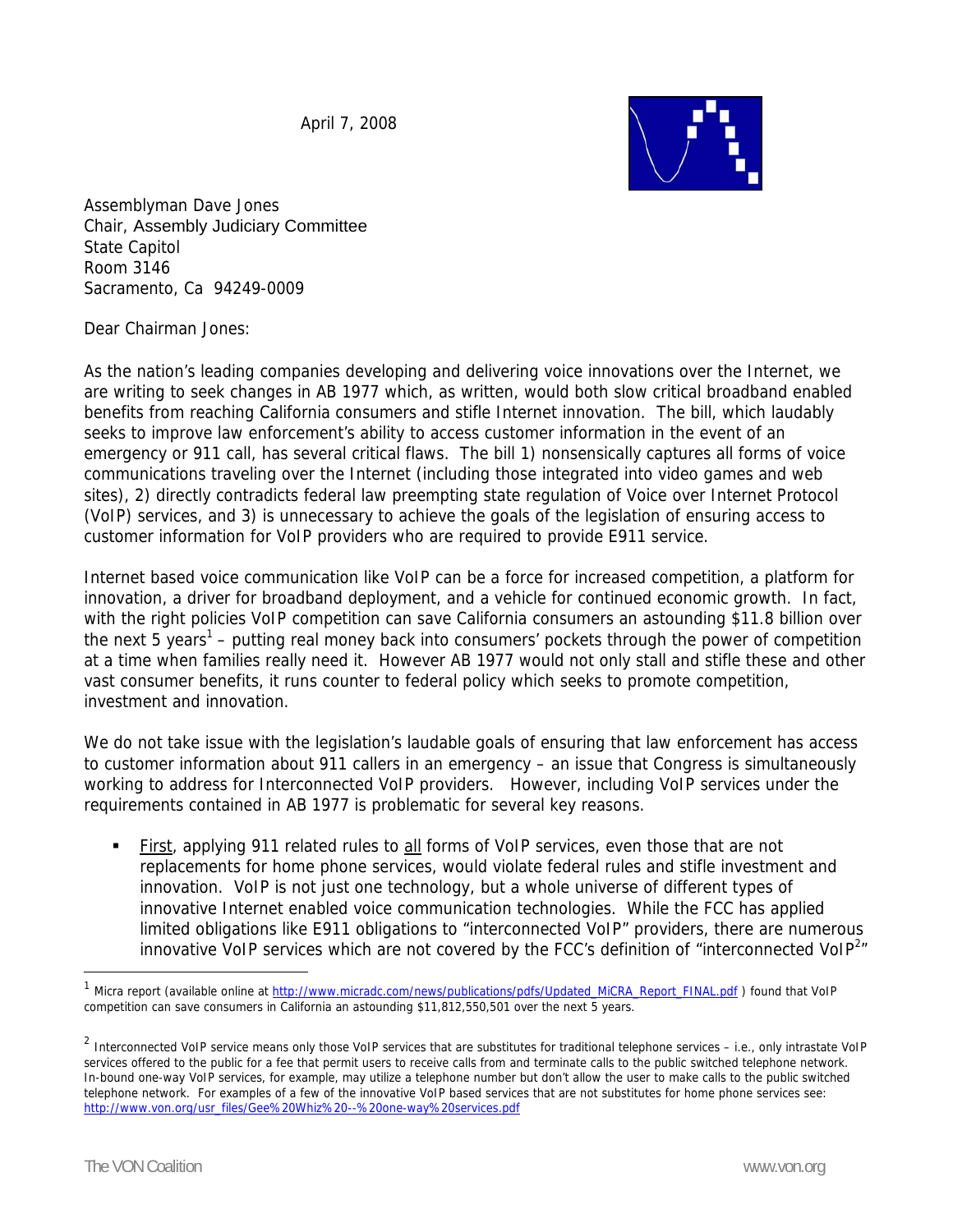April 7, 2008

Assemblyman Dave Jones
Chair, Assembly Judiciary Committee
State Capitol
Room 3146
Sacramento, Ca 94249-0009

Dear Chairman Jones:

As the nation's leading companies developing and delivering voice innovations over the Internet, we are writing to seek changes in AB 1977 which, as written, would both slow critical broadband enabled benefits from reaching California consumers and stifle Internet innovation. The bill, which laudably seeks to improve law enforcement's ability to access customer information in the event of an emergency or 911 call, has several critical flaws. The bill 1) nonsensically captures all forms of voice communications traveling over the Internet (including those integrated into video games and web sites), 2) directly contradicts federal law preempting state regulation of Voice over Internet Protocol (VoIP) services, and 3) is unnecessary to achieve the goals of the legislation of ensuring access to customer information for VoIP providers who are required to provide E911 service.

Internet based voice communication like VoIP can be a force for increased competition, a platform for innovation, a driver for broadband deployment, and a vehicle for continued economic growth. In fact, with the right policies VoIP competition can save California consumers an astounding $11.8 billion over the next 5 years[1] – putting real money back into consumers' pockets through the power of competition at a time when families really need it. However AB 1977 would not only stall and stifle these and other vast consumer benefits, it runs counter to federal policy which seeks to promote competition, investment and innovation.

We do not take issue with the legislation's laudable goals of ensuring that law enforcement has access to customer information about 911 callers in an emergency – an issue that Congress is simultaneously working to address for Interconnected VoIP providers. However, including VoIP services under the requirements contained in AB 1977 is problematic for several key reasons.

- <u>First</u>, applying 911 related rules to <u>all</u> forms of VoIP services, even those that are not replacements for home phone services, would violate federal rules and stifle investment and innovation. VoIP is not just one technology, but a whole universe of different types of innovative Internet enabled voice communication technologies. While the FCC has applied limited obligations like E911 obligations to "interconnected VoIP" providers, there are numerous innovative VoIP services which are not covered by the FCC's definition of "interconnected VoIP[2]"

---

[1] Micra report (available online at http://www.micradc.com/news/publications/pdfs/Updated_MiCRA_Report_FINAL.pdf ) found that VoIP competition can save consumers in California an astounding $11,812,550,501 over the next 5 years.

[2] Interconnected VoIP service means only those VoIP services that are substitutes for traditional telephone services – i.e., only intrastate VoIP services offered to the public for a fee that permit users to receive calls from and terminate calls to the public switched telephone network. In-bound one-way VoIP services, for example, may utilize a telephone number but don't allow the user to make calls to the public switched telephone network. For examples of a few of the innovative VoIP based services that are not substitutes for home phone services see: http://www.von.org/usr_files/Gee%20Whiz%20--%20one-way%20services.pdf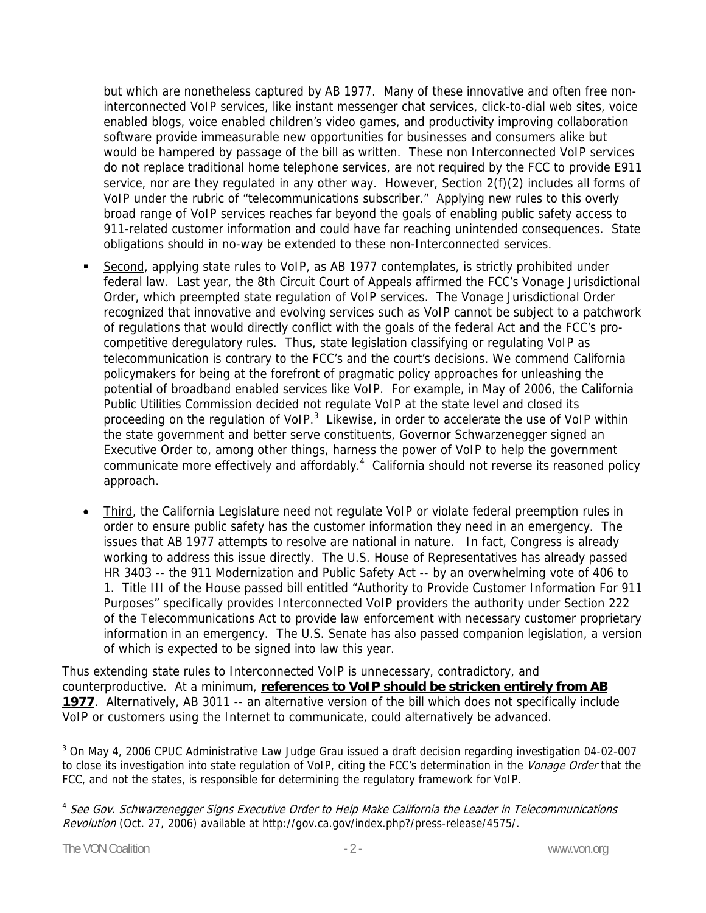but which are nonetheless captured by AB 1977. Many of these innovative and often free non-interconnected VoIP services, like instant messenger chat services, click-to-dial web sites, voice enabled blogs, voice enabled children's video games, and productivity improving collaboration software provide immeasurable new opportunities for businesses and consumers alike but would be hampered by passage of the bill as written. These non Interconnected VoIP services do not replace traditional home telephone services, are not required by the FCC to provide E911 service, nor are they regulated in any other way. However, Section 2(f)(2) includes all forms of VoIP under the rubric of "telecommunications subscriber." Applying new rules to this overly broad range of VoIP services reaches far beyond the goals of enabling public safety access to 911-related customer information and could have far reaching unintended consequences. State obligations should in no-way be extended to these non-Interconnected services.

- <u>Second</u>, applying state rules to VoIP, as AB 1977 contemplates, is strictly prohibited under federal law. Last year, the 8th Circuit Court of Appeals affirmed the FCC's Vonage Jurisdictional Order, which preempted state regulation of VoIP services. The Vonage Jurisdictional Order recognized that innovative and evolving services such as VoIP cannot be subject to a patchwork of regulations that would directly conflict with the goals of the federal Act and the FCC's pro-competitive deregulatory rules. Thus, state legislation classifying or regulating VoIP as telecommunication is contrary to the FCC's and the court's decisions. We commend California policymakers for being at the forefront of pragmatic policy approaches for unleashing the potential of broadband enabled services like VoIP. For example, in May of 2006, the California Public Utilities Commission decided not regulate VoIP at the state level and closed its proceeding on the regulation of VoIP.[3] Likewise, in order to accelerate the use of VoIP within the state government and better serve constituents, Governor Schwarzenegger signed an Executive Order to, among other things, harness the power of VoIP to help the government communicate more effectively and affordably.[4] California should not reverse its reasoned policy approach.

- <u>Third</u>, the California Legislature need not regulate VoIP or violate federal preemption rules in order to ensure public safety has the customer information they need in an emergency. The issues that AB 1977 attempts to resolve are national in nature. In fact, Congress is already working to address this issue directly. The U.S. House of Representatives has already passed HR 3403 -- the 911 Modernization and Public Safety Act -- by an overwhelming vote of 406 to 1. Title III of the House passed bill entitled "Authority to Provide Customer Information For 911 Purposes" specifically provides Interconnected VoIP providers the authority under Section 222 of the Telecommunications Act to provide law enforcement with necessary customer proprietary information in an emergency. The U.S. Senate has also passed companion legislation, a version of which is expected to be signed into law this year.

Thus extending state rules to Interconnected VoIP is unnecessary, contradictory, and counterproductive. At a minimum, **<u>references to VoIP should be stricken entirely from AB 1977</u>**. Alternatively, AB 3011 -- an alternative version of the bill which does not specifically include VoIP or customers using the Internet to communicate, could alternatively be advanced.

---

[3] On May 4, 2006 CPUC Administrative Law Judge Grau issued a draft decision regarding investigation 04-02-007 to close its investigation into state regulation of VoIP, citing the FCC's determination in the *Vonage Order* that the FCC, and not the states, is responsible for determining the regulatory framework for VoIP.

[4] *See Gov. Schwarzenegger Signs Executive Order to Help Make California the Leader in Telecommunications Revolution* (Oct. 27, 2006) available at http://gov.ca.gov/index.php?/press-release/4575/.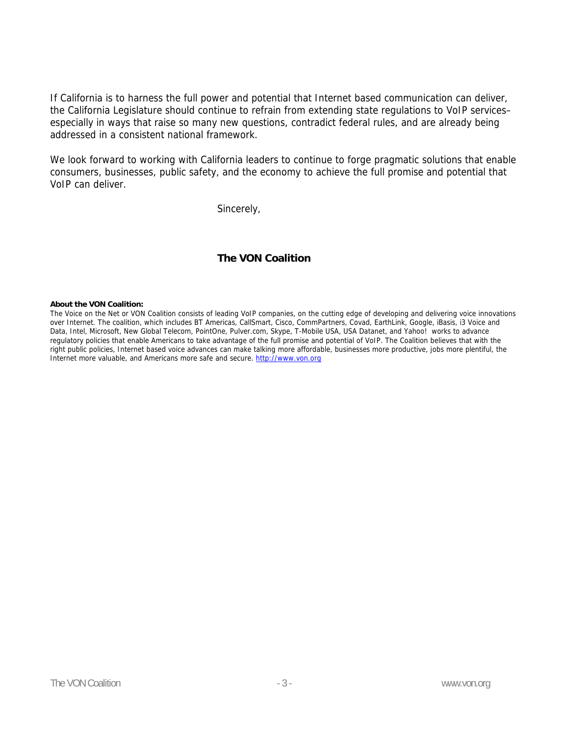If California is to harness the full power and potential that Internet based communication can deliver, the California Legislature should continue to refrain from extending state regulations to VoIP services–especially in ways that raise so many new questions, contradict federal rules, and are already being addressed in a consistent national framework.

We look forward to working with California leaders to continue to forge pragmatic solutions that enable consumers, businesses, public safety, and the economy to achieve the full promise and potential that VoIP can deliver.

Sincerely,

**The VON Coalition**

**About the VON Coalition:**
The Voice on the Net or VON Coalition consists of leading VoIP companies, on the cutting edge of developing and delivering voice innovations over Internet. The coalition, which includes BT Americas, CallSmart, Cisco, CommPartners, Covad, EarthLink, Google, iBasis, i3 Voice and Data, Intel, Microsoft, New Global Telecom, PointOne, Pulver.com, Skype, T-Mobile USA, USA Datanet, and Yahoo! works to advance regulatory policies that enable Americans to take advantage of the full promise and potential of VoIP. The Coalition believes that with the right public policies, Internet based voice advances can make talking more affordable, businesses more productive, jobs more plentiful, the Internet more valuable, and Americans more safe and secure. http://www.von.org